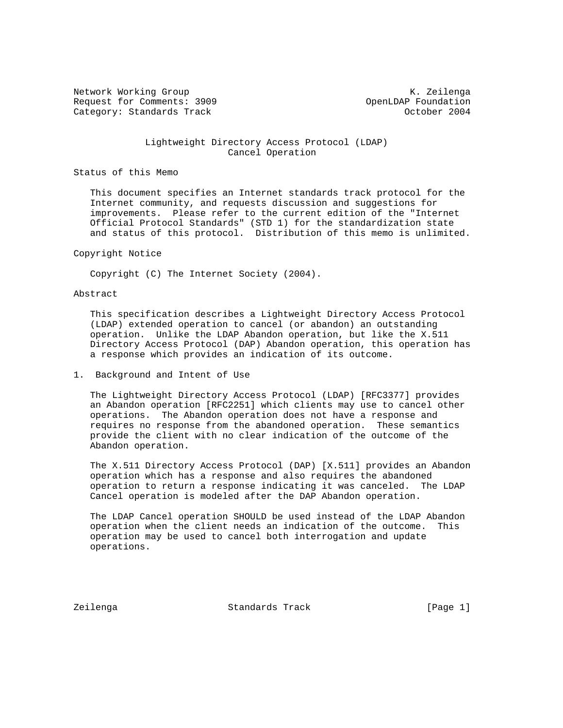Network Working Group K. Zeilenga
Request for Comments: 3909 OpenLDAP Foundation
Category: Standards Track October 2004

# Lightweight Directory Access Protocol (LDAP) Cancel Operation

## Status of this Memo

This document specifies an Internet standards track protocol for the Internet community, and requests discussion and suggestions for improvements. Please refer to the current edition of the "Internet Official Protocol Standards" (STD 1) for the standardization state and status of this protocol. Distribution of this memo is unlimited.

## Copyright Notice

Copyright (C) The Internet Society (2004).

## Abstract

This specification describes a Lightweight Directory Access Protocol (LDAP) extended operation to cancel (or abandon) an outstanding operation. Unlike the LDAP Abandon operation, but like the X.511 Directory Access Protocol (DAP) Abandon operation, this operation has a response which provides an indication of its outcome.

## 1. Background and Intent of Use

The Lightweight Directory Access Protocol (LDAP) [RFC3377] provides an Abandon operation [RFC2251] which clients may use to cancel other operations. The Abandon operation does not have a response and requires no response from the abandoned operation. These semantics provide the client with no clear indication of the outcome of the Abandon operation.

The X.511 Directory Access Protocol (DAP) [X.511] provides an Abandon operation which has a response and also requires the abandoned operation to return a response indicating it was canceled. The LDAP Cancel operation is modeled after the DAP Abandon operation.

The LDAP Cancel operation SHOULD be used instead of the LDAP Abandon operation when the client needs an indication of the outcome. This operation may be used to cancel both interrogation and update operations.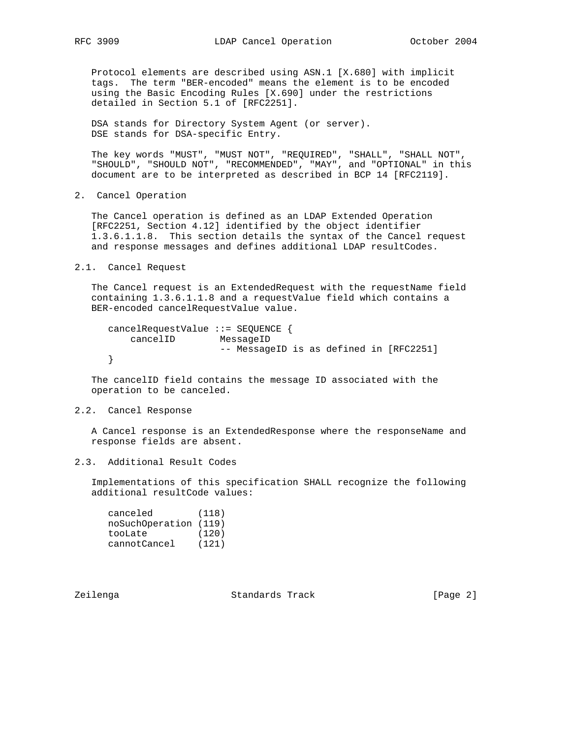Protocol elements are described using ASN.1 [X.680] with implicit tags. The term "BER-encoded" means the element is to be encoded using the Basic Encoding Rules [X.690] under the restrictions detailed in Section 5.1 of [RFC2251].

DSA stands for Directory System Agent (or server).
DSE stands for DSA-specific Entry.

The key words "MUST", "MUST NOT", "REQUIRED", "SHALL", "SHALL NOT", "SHOULD", "SHOULD NOT", "RECOMMENDED", "MAY", and "OPTIONAL" in this document are to be interpreted as described in BCP 14 [RFC2119].

## 2. Cancel Operation

The Cancel operation is defined as an LDAP Extended Operation [RFC2251, Section 4.12] identified by the object identifier 1.3.6.1.1.8. This section details the syntax of the Cancel request and response messages and defines additional LDAP resultCodes.

### 2.1. Cancel Request

The Cancel request is an ExtendedRequest with the requestName field containing 1.3.6.1.1.8 and a requestValue field which contains a BER-encoded cancelRequestValue value.

```
cancelRequestValue ::= SEQUENCE {
    cancelID        MessageID
                    -- MessageID is as defined in [RFC2251]
}
```

The cancelID field contains the message ID associated with the operation to be canceled.

### 2.2. Cancel Response

A Cancel response is an ExtendedResponse where the responseName and response fields are absent.

### 2.3. Additional Result Codes

Implementations of this specification SHALL recognize the following additional resultCode values:

```
canceled        (118)
noSuchOperation (119)
tooLate         (120)
cannotCancel    (121)
```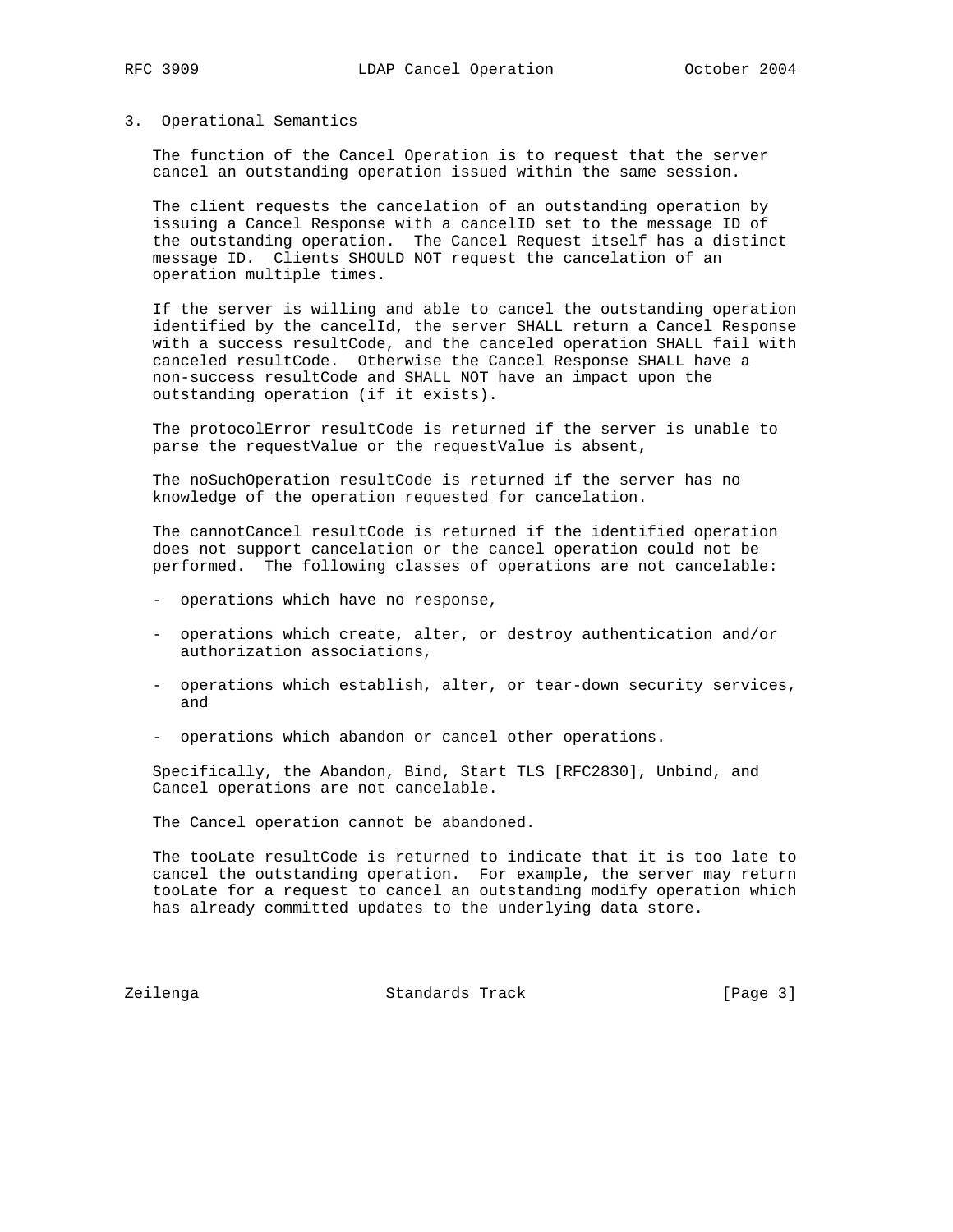## 3. Operational Semantics

The function of the Cancel Operation is to request that the server cancel an outstanding operation issued within the same session.

The client requests the cancelation of an outstanding operation by issuing a Cancel Response with a cancelID set to the message ID of the outstanding operation. The Cancel Request itself has a distinct message ID. Clients SHOULD NOT request the cancelation of an operation multiple times.

If the server is willing and able to cancel the outstanding operation identified by the cancelId, the server SHALL return a Cancel Response with a success resultCode, and the canceled operation SHALL fail with canceled resultCode. Otherwise the Cancel Response SHALL have a non-success resultCode and SHALL NOT have an impact upon the outstanding operation (if it exists).

The protocolError resultCode is returned if the server is unable to parse the requestValue or the requestValue is absent,

The noSuchOperation resultCode is returned if the server has no knowledge of the operation requested for cancelation.

The cannotCancel resultCode is returned if the identified operation does not support cancelation or the cancel operation could not be performed. The following classes of operations are not cancelable:

- operations which have no response,
- operations which create, alter, or destroy authentication and/or authorization associations,
- operations which establish, alter, or tear-down security services, and
- operations which abandon or cancel other operations.

Specifically, the Abandon, Bind, Start TLS [RFC2830], Unbind, and Cancel operations are not cancelable.

The Cancel operation cannot be abandoned.

The tooLate resultCode is returned to indicate that it is too late to cancel the outstanding operation. For example, the server may return tooLate for a request to cancel an outstanding modify operation which has already committed updates to the underlying data store.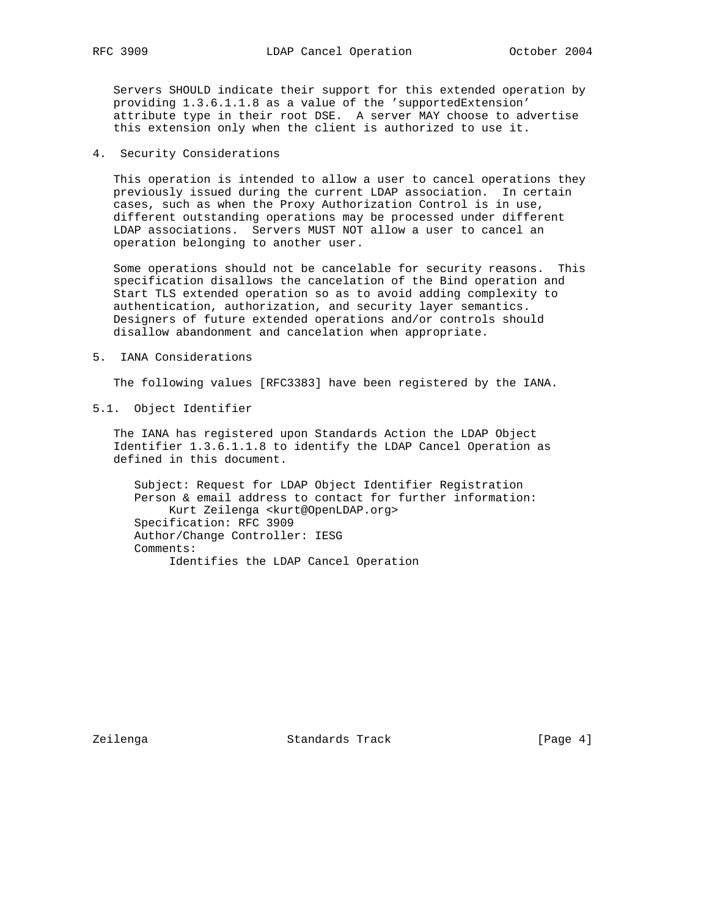Servers SHOULD indicate their support for this extended operation by providing 1.3.6.1.1.8 as a value of the 'supportedExtension' attribute type in their root DSE. A server MAY choose to advertise this extension only when the client is authorized to use it.

## 4. Security Considerations

This operation is intended to allow a user to cancel operations they previously issued during the current LDAP association. In certain cases, such as when the Proxy Authorization Control is in use, different outstanding operations may be processed under different LDAP associations. Servers MUST NOT allow a user to cancel an operation belonging to another user.

Some operations should not be cancelable for security reasons. This specification disallows the cancelation of the Bind operation and Start TLS extended operation so as to avoid adding complexity to authentication, authorization, and security layer semantics. Designers of future extended operations and/or controls should disallow abandonment and cancelation when appropriate.

## 5. IANA Considerations

The following values [RFC3383] have been registered by the IANA.

### 5.1. Object Identifier

The IANA has registered upon Standards Action the LDAP Object Identifier 1.3.6.1.1.8 to identify the LDAP Cancel Operation as defined in this document.

```
Subject: Request for LDAP Object Identifier Registration
Person & email address to contact for further information:
     Kurt Zeilenga <kurt@OpenLDAP.org>
Specification: RFC 3909
Author/Change Controller: IESG
Comments:
     Identifies the LDAP Cancel Operation
```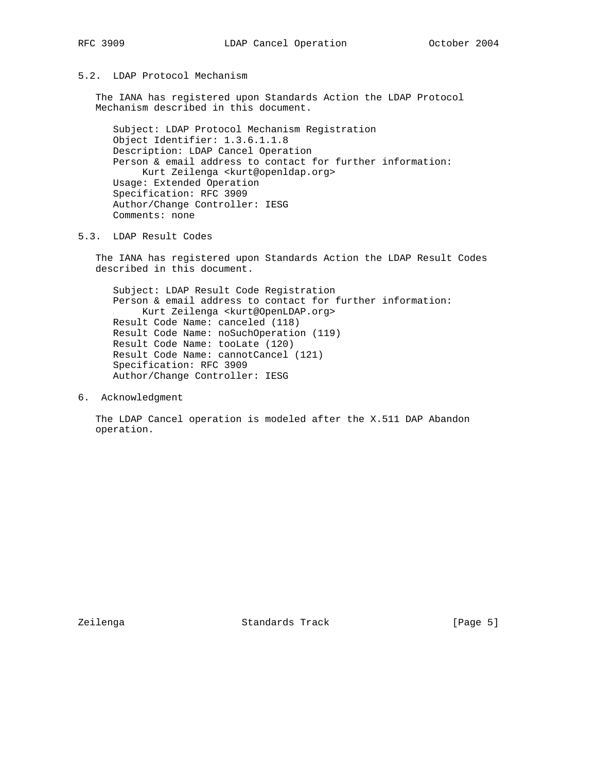### 5.2. LDAP Protocol Mechanism

The IANA has registered upon Standards Action the LDAP Protocol Mechanism described in this document.

```
Subject: LDAP Protocol Mechanism Registration
Object Identifier: 1.3.6.1.1.8
Description: LDAP Cancel Operation
Person & email address to contact for further information:
     Kurt Zeilenga <kurt@openldap.org>
Usage: Extended Operation
Specification: RFC 3909
Author/Change Controller: IESG
Comments: none
```

### 5.3. LDAP Result Codes

The IANA has registered upon Standards Action the LDAP Result Codes described in this document.

```
Subject: LDAP Result Code Registration
Person & email address to contact for further information:
     Kurt Zeilenga <kurt@OpenLDAP.org>
Result Code Name: canceled (118)
Result Code Name: noSuchOperation (119)
Result Code Name: tooLate (120)
Result Code Name: cannotCancel (121)
Specification: RFC 3909
Author/Change Controller: IESG
```

## 6. Acknowledgment

The LDAP Cancel operation is modeled after the X.511 DAP Abandon operation.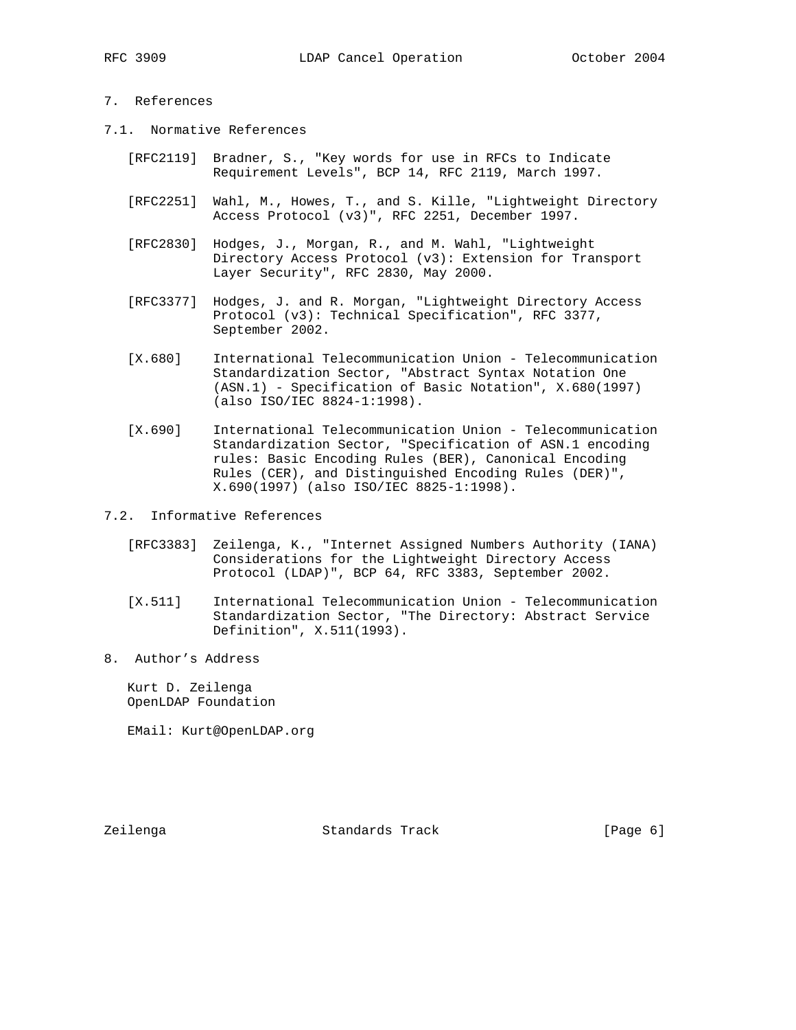## 7. References

### 7.1. Normative References

[RFC2119] Bradner, S., "Key words for use in RFCs to Indicate Requirement Levels", BCP 14, RFC 2119, March 1997.

[RFC2251] Wahl, M., Howes, T., and S. Kille, "Lightweight Directory Access Protocol (v3)", RFC 2251, December 1997.

[RFC2830] Hodges, J., Morgan, R., and M. Wahl, "Lightweight Directory Access Protocol (v3): Extension for Transport Layer Security", RFC 2830, May 2000.

[RFC3377] Hodges, J. and R. Morgan, "Lightweight Directory Access Protocol (v3): Technical Specification", RFC 3377, September 2002.

[X.680] International Telecommunication Union - Telecommunication Standardization Sector, "Abstract Syntax Notation One (ASN.1) - Specification of Basic Notation", X.680(1997) (also ISO/IEC 8824-1:1998).

[X.690] International Telecommunication Union - Telecommunication Standardization Sector, "Specification of ASN.1 encoding rules: Basic Encoding Rules (BER), Canonical Encoding Rules (CER), and Distinguished Encoding Rules (DER)", X.690(1997) (also ISO/IEC 8825-1:1998).

### 7.2. Informative References

[RFC3383] Zeilenga, K., "Internet Assigned Numbers Authority (IANA) Considerations for the Lightweight Directory Access Protocol (LDAP)", BCP 64, RFC 3383, September 2002.

[X.511] International Telecommunication Union - Telecommunication Standardization Sector, "The Directory: Abstract Service Definition", X.511(1993).

## 8. Author's Address

Kurt D. Zeilenga
OpenLDAP Foundation

EMail: Kurt@OpenLDAP.org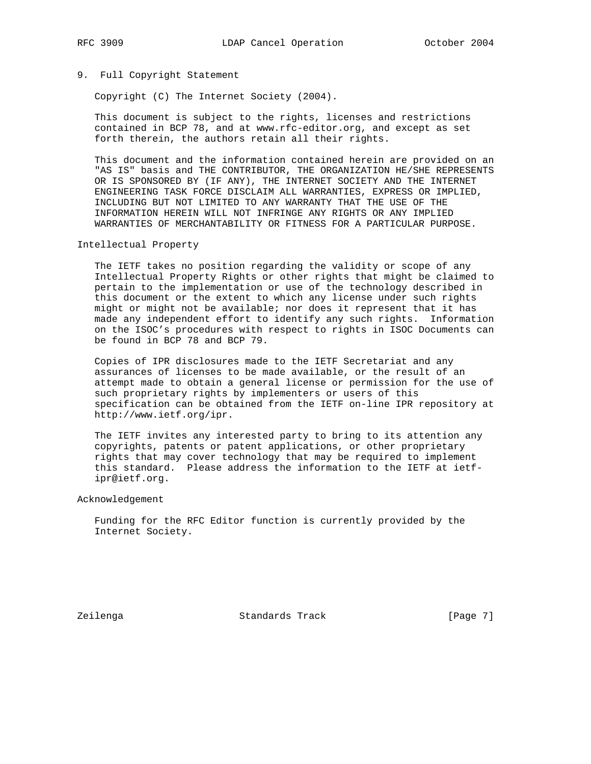## 9. Full Copyright Statement

Copyright (C) The Internet Society (2004).

This document is subject to the rights, licenses and restrictions contained in BCP 78, and at www.rfc-editor.org, and except as set forth therein, the authors retain all their rights.

This document and the information contained herein are provided on an "AS IS" basis and THE CONTRIBUTOR, THE ORGANIZATION HE/SHE REPRESENTS OR IS SPONSORED BY (IF ANY), THE INTERNET SOCIETY AND THE INTERNET ENGINEERING TASK FORCE DISCLAIM ALL WARRANTIES, EXPRESS OR IMPLIED, INCLUDING BUT NOT LIMITED TO ANY WARRANTY THAT THE USE OF THE INFORMATION HEREIN WILL NOT INFRINGE ANY RIGHTS OR ANY IMPLIED WARRANTIES OF MERCHANTABILITY OR FITNESS FOR A PARTICULAR PURPOSE.

## Intellectual Property

The IETF takes no position regarding the validity or scope of any Intellectual Property Rights or other rights that might be claimed to pertain to the implementation or use of the technology described in this document or the extent to which any license under such rights might or might not be available; nor does it represent that it has made any independent effort to identify any such rights. Information on the ISOC's procedures with respect to rights in ISOC Documents can be found in BCP 78 and BCP 79.

Copies of IPR disclosures made to the IETF Secretariat and any assurances of licenses to be made available, or the result of an attempt made to obtain a general license or permission for the use of such proprietary rights by implementers or users of this specification can be obtained from the IETF on-line IPR repository at http://www.ietf.org/ipr.

The IETF invites any interested party to bring to its attention any copyrights, patents or patent applications, or other proprietary rights that may cover technology that may be required to implement this standard. Please address the information to the IETF at ietf-ipr@ietf.org.

## Acknowledgement

Funding for the RFC Editor function is currently provided by the Internet Society.